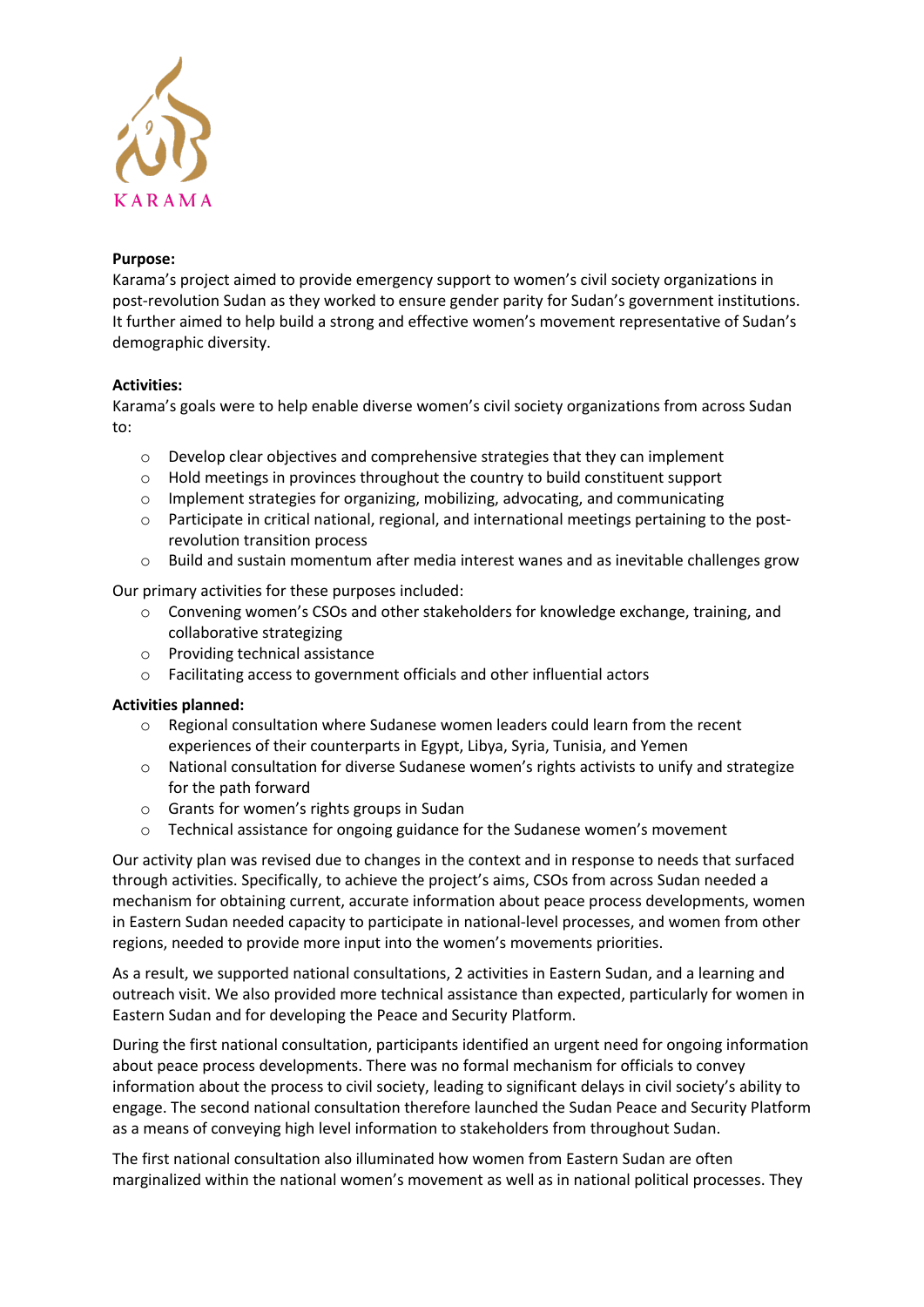KARAMA

**Purpose:**
Karama's project aimed to provide emergency support to women's civil society organizations in post-revolution Sudan as they worked to ensure gender parity for Sudan's government institutions. It further aimed to help build a strong and effective women's movement representative of Sudan's demographic diversity.

**Activities:**
Karama's goals were to help enable diverse women's civil society organizations from across Sudan to:

- Develop clear objectives and comprehensive strategies that they can implement
- Hold meetings in provinces throughout the country to build constituent support
- Implement strategies for organizing, mobilizing, advocating, and communicating
- Participate in critical national, regional, and international meetings pertaining to the post-revolution transition process
- Build and sustain momentum after media interest wanes and as inevitable challenges grow

Our primary activities for these purposes included:

- Convening women's CSOs and other stakeholders for knowledge exchange, training, and collaborative strategizing
- Providing technical assistance
- Facilitating access to government officials and other influential actors

**Activities planned:**

- Regional consultation where Sudanese women leaders could learn from the recent experiences of their counterparts in Egypt, Libya, Syria, Tunisia, and Yemen
- National consultation for diverse Sudanese women's rights activists to unify and strategize for the path forward
- Grants for women's rights groups in Sudan
- Technical assistance for ongoing guidance for the Sudanese women's movement

Our activity plan was revised due to changes in the context and in response to needs that surfaced through activities. Specifically, to achieve the project's aims, CSOs from across Sudan needed a mechanism for obtaining current, accurate information about peace process developments, women in Eastern Sudan needed capacity to participate in national-level processes, and women from other regions, needed to provide more input into the women's movements priorities.

As a result, we supported national consultations, 2 activities in Eastern Sudan, and a learning and outreach visit. We also provided more technical assistance than expected, particularly for women in Eastern Sudan and for developing the Peace and Security Platform.

During the first national consultation, participants identified an urgent need for ongoing information about peace process developments. There was no formal mechanism for officials to convey information about the process to civil society, leading to significant delays in civil society's ability to engage. The second national consultation therefore launched the Sudan Peace and Security Platform as a means of conveying high level information to stakeholders from throughout Sudan.

The first national consultation also illuminated how women from Eastern Sudan are often marginalized within the national women's movement as well as in national political processes. They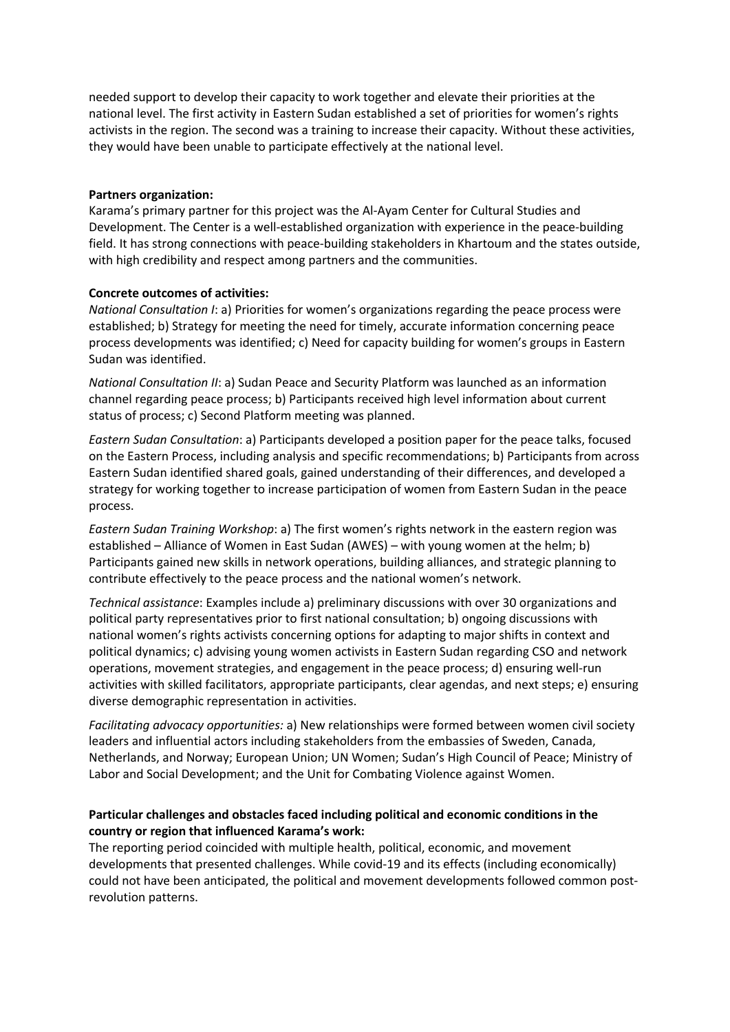needed support to develop their capacity to work together and elevate their priorities at the national level. The first activity in Eastern Sudan established a set of priorities for women's rights activists in the region. The second was a training to increase their capacity. Without these activities, they would have been unable to participate effectively at the national level.

**Partners organization:**

Karama's primary partner for this project was the Al-Ayam Center for Cultural Studies and Development. The Center is a well-established organization with experience in the peace-building field. It has strong connections with peace-building stakeholders in Khartoum and the states outside, with high credibility and respect among partners and the communities.

**Concrete outcomes of activities:**

*National Consultation I*: a) Priorities for women's organizations regarding the peace process were established; b) Strategy for meeting the need for timely, accurate information concerning peace process developments was identified; c) Need for capacity building for women's groups in Eastern Sudan was identified.

*National Consultation II*: a) Sudan Peace and Security Platform was launched as an information channel regarding peace process; b) Participants received high level information about current status of process; c) Second Platform meeting was planned.

*Eastern Sudan Consultation*: a) Participants developed a position paper for the peace talks, focused on the Eastern Process, including analysis and specific recommendations; b) Participants from across Eastern Sudan identified shared goals, gained understanding of their differences, and developed a strategy for working together to increase participation of women from Eastern Sudan in the peace process.

*Eastern Sudan Training Workshop*: a) The first women's rights network in the eastern region was established – Alliance of Women in East Sudan (AWES) – with young women at the helm; b) Participants gained new skills in network operations, building alliances, and strategic planning to contribute effectively to the peace process and the national women's network.

*Technical assistance*: Examples include a) preliminary discussions with over 30 organizations and political party representatives prior to first national consultation; b) ongoing discussions with national women's rights activists concerning options for adapting to major shifts in context and political dynamics; c) advising young women activists in Eastern Sudan regarding CSO and network operations, movement strategies, and engagement in the peace process; d) ensuring well-run activities with skilled facilitators, appropriate participants, clear agendas, and next steps; e) ensuring diverse demographic representation in activities.

*Facilitating advocacy opportunities:* a) New relationships were formed between women civil society leaders and influential actors including stakeholders from the embassies of Sweden, Canada, Netherlands, and Norway; European Union; UN Women; Sudan's High Council of Peace; Ministry of Labor and Social Development; and the Unit for Combating Violence against Women.

**Particular challenges and obstacles faced including political and economic conditions in the country or region that influenced Karama's work:**

The reporting period coincided with multiple health, political, economic, and movement developments that presented challenges. While covid-19 and its effects (including economically) could not have been anticipated, the political and movement developments followed common post-revolution patterns.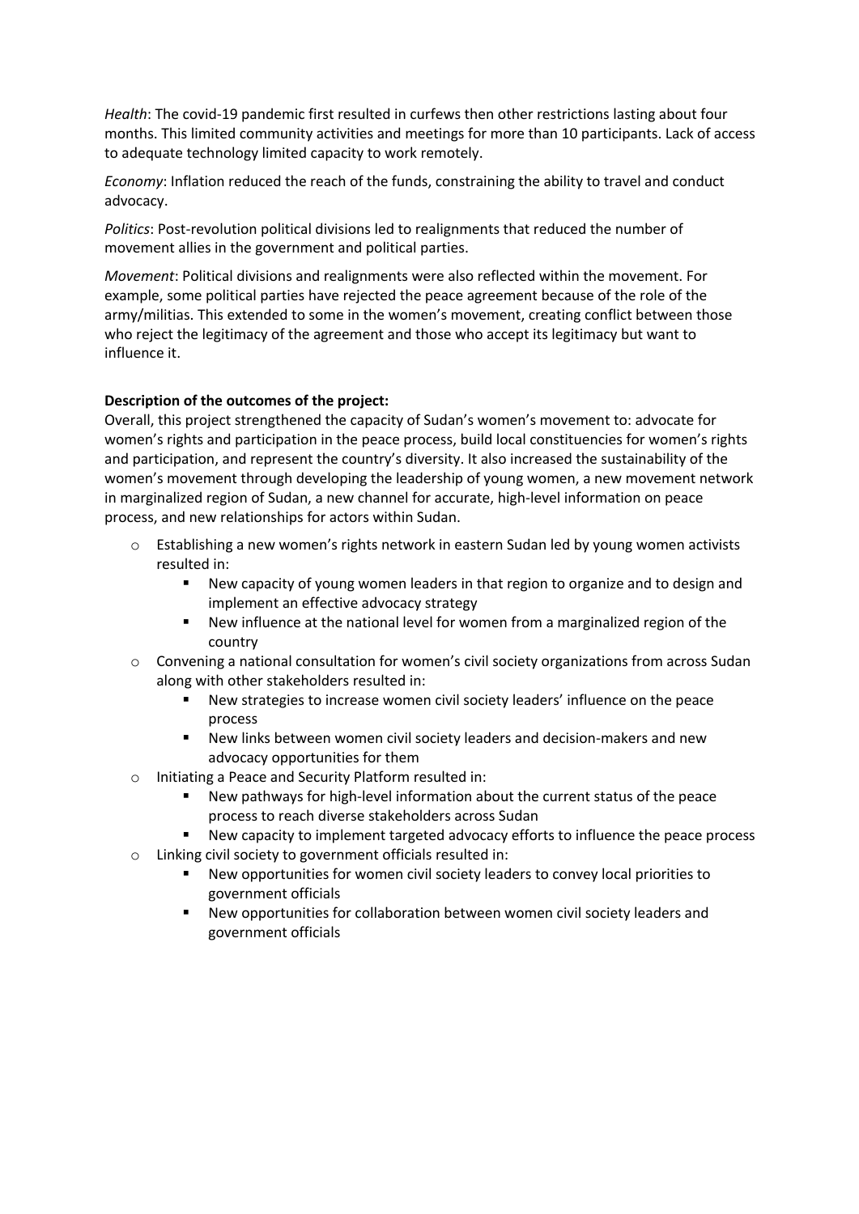*Health*: The covid-19 pandemic first resulted in curfews then other restrictions lasting about four months. This limited community activities and meetings for more than 10 participants. Lack of access to adequate technology limited capacity to work remotely.

*Economy*: Inflation reduced the reach of the funds, constraining the ability to travel and conduct advocacy.

*Politics*: Post-revolution political divisions led to realignments that reduced the number of movement allies in the government and political parties.

*Movement*: Political divisions and realignments were also reflected within the movement. For example, some political parties have rejected the peace agreement because of the role of the army/militias. This extended to some in the women's movement, creating conflict between those who reject the legitimacy of the agreement and those who accept its legitimacy but want to influence it.

**Description of the outcomes of the project:**

Overall, this project strengthened the capacity of Sudan's women's movement to: advocate for women's rights and participation in the peace process, build local constituencies for women's rights and participation, and represent the country's diversity. It also increased the sustainability of the women's movement through developing the leadership of young women, a new movement network in marginalized region of Sudan, a new channel for accurate, high-level information on peace process, and new relationships for actors within Sudan.

- Establishing a new women's rights network in eastern Sudan led by young women activists resulted in:
  - New capacity of young women leaders in that region to organize and to design and implement an effective advocacy strategy
  - New influence at the national level for women from a marginalized region of the country
- Convening a national consultation for women's civil society organizations from across Sudan along with other stakeholders resulted in:
  - New strategies to increase women civil society leaders' influence on the peace process
  - New links between women civil society leaders and decision-makers and new advocacy opportunities for them
- Initiating a Peace and Security Platform resulted in:
  - New pathways for high-level information about the current status of the peace process to reach diverse stakeholders across Sudan
  - New capacity to implement targeted advocacy efforts to influence the peace process
- Linking civil society to government officials resulted in:
  - New opportunities for women civil society leaders to convey local priorities to government officials
  - New opportunities for collaboration between women civil society leaders and government officials